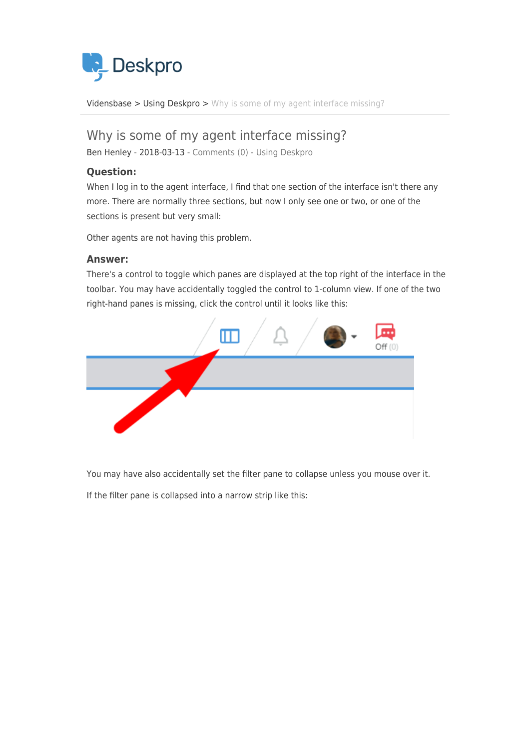Vidensbase > Using Deskpro > Why is some of my agent interface missing?

# Why is some of my agent interface missing?

Ben Henley - 2018-03-13 - Comments (0) - Using Deskpro

### Question:

When I log in to the agent interface, I find that one section of the interface isn't there any more. There are normally three sections, but now I only see one or two, or one of the sections is present but very small:

Other agents are not having this problem.

### Answer:

There's a control to toggle which panes are displayed at the top right of the interface in the toolbar. You may have accidentally toggled the control to 1-column view. If one of the two right-hand panes is missing, click the control until it looks like this:

You may have also accidentally set the filter pane to collapse unless you mouse over it.

If the filter pane is collapsed into a narrow strip like this: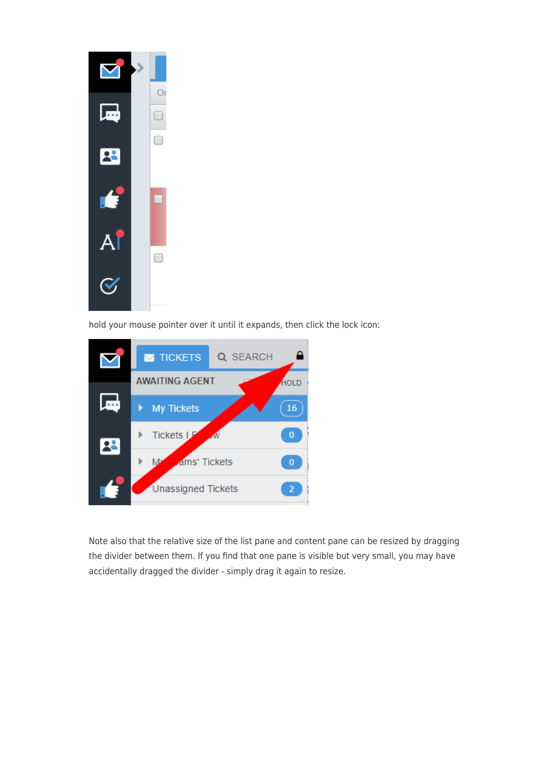hold your mouse pointer over it until it expands, then click the lock icon:

Note also that the relative size of the list pane and content pane can be resized by dragging the divider between them. If you find that one pane is visible but very small, you may have accidentally dragged the divider - simply drag it again to resize.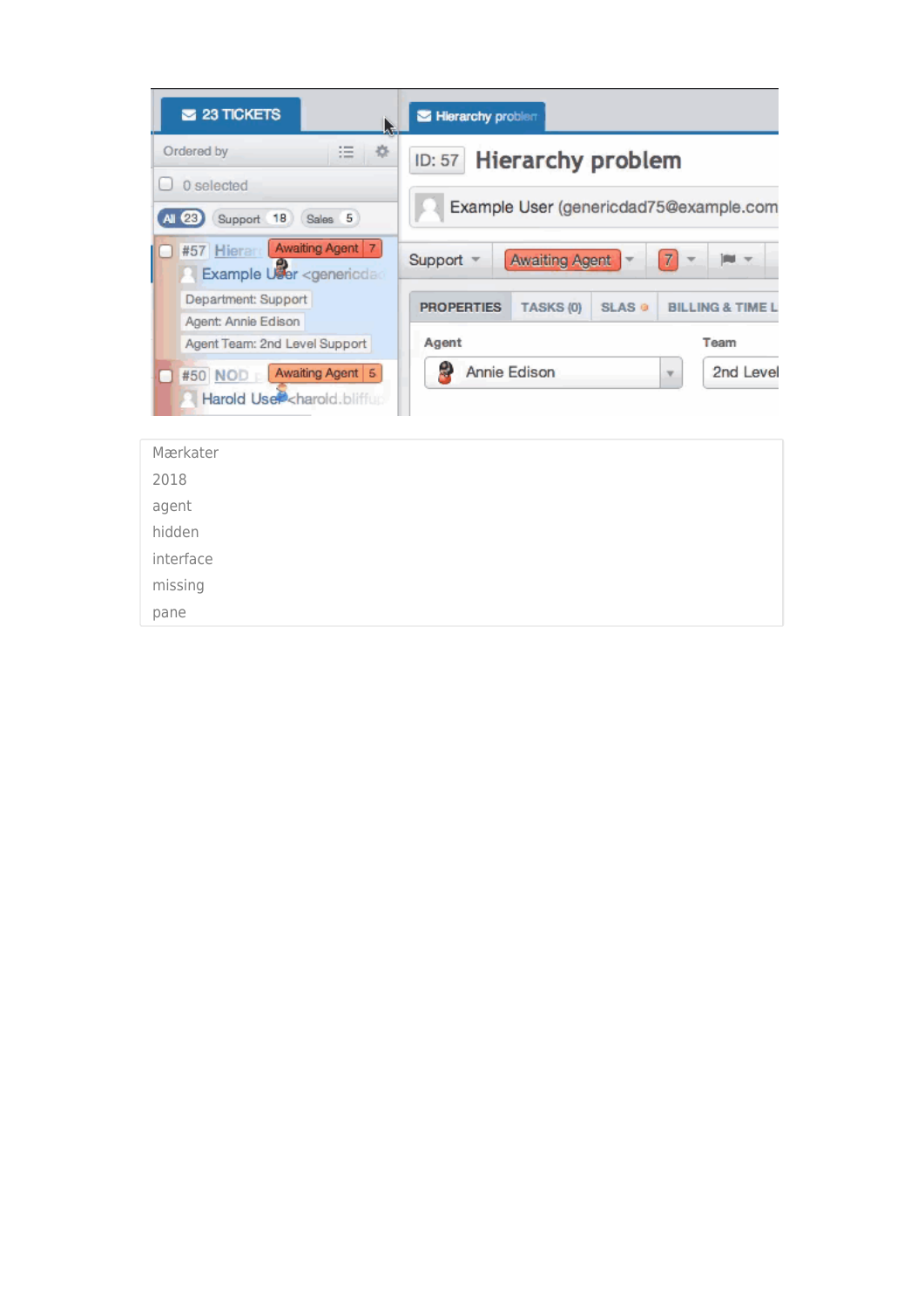Mærkater

2018

agent

hidden

interface

missing

pane